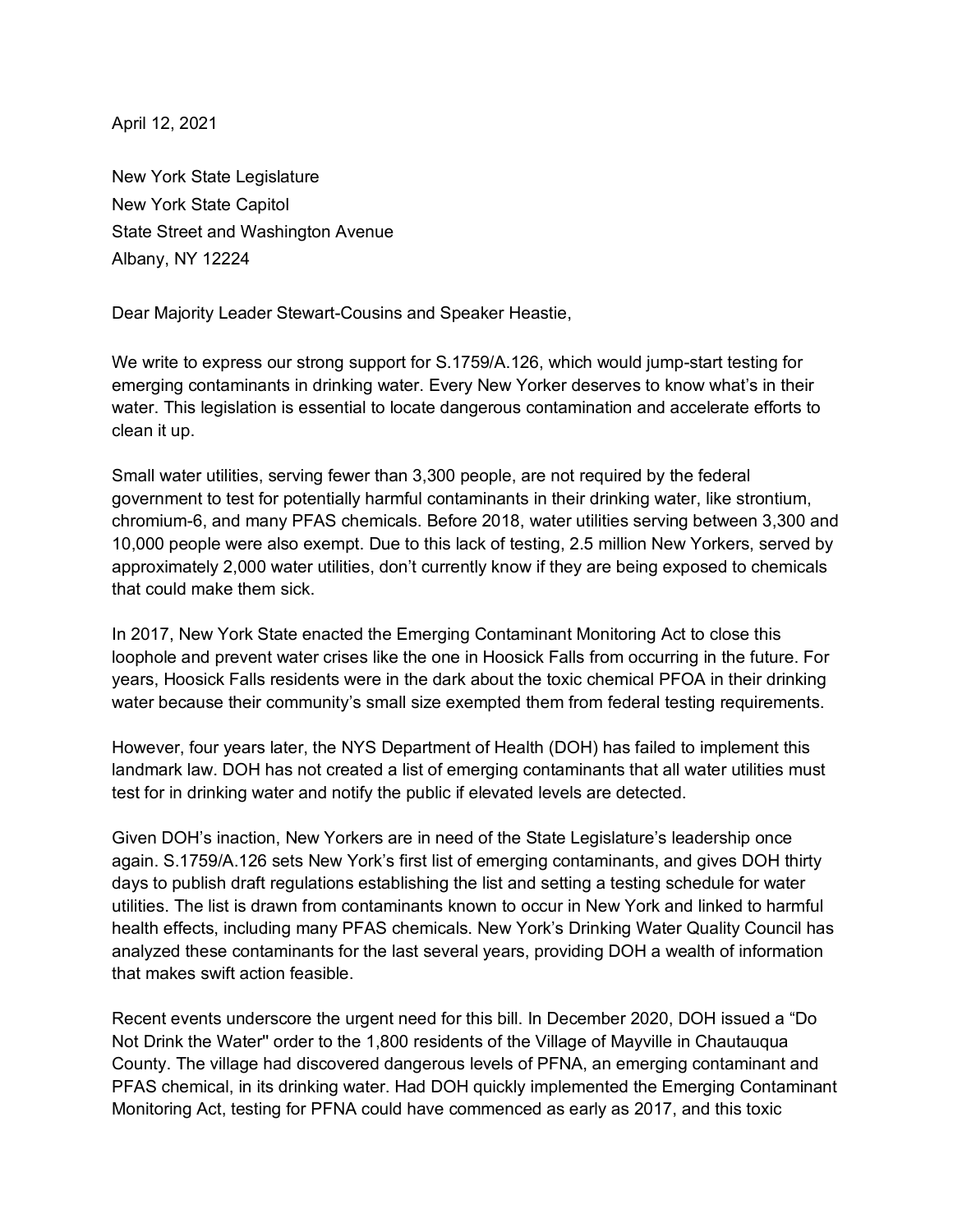April 12, 2021

New York State Legislature
New York State Capitol
State Street and Washington Avenue
Albany, NY 12224

Dear Majority Leader Stewart-Cousins and Speaker Heastie,

We write to express our strong support for S.1759/A.126, which would jump-start testing for emerging contaminants in drinking water. Every New Yorker deserves to know what's in their water. This legislation is essential to locate dangerous contamination and accelerate efforts to clean it up.

Small water utilities, serving fewer than 3,300 people, are not required by the federal government to test for potentially harmful contaminants in their drinking water, like strontium, chromium-6, and many PFAS chemicals. Before 2018, water utilities serving between 3,300 and 10,000 people were also exempt. Due to this lack of testing, 2.5 million New Yorkers, served by approximately 2,000 water utilities, don't currently know if they are being exposed to chemicals that could make them sick.

In 2017, New York State enacted the Emerging Contaminant Monitoring Act to close this loophole and prevent water crises like the one in Hoosick Falls from occurring in the future. For years, Hoosick Falls residents were in the dark about the toxic chemical PFOA in their drinking water because their community's small size exempted them from federal testing requirements.

However, four years later, the NYS Department of Health (DOH) has failed to implement this landmark law. DOH has not created a list of emerging contaminants that all water utilities must test for in drinking water and notify the public if elevated levels are detected.

Given DOH's inaction, New Yorkers are in need of the State Legislature's leadership once again. S.1759/A.126 sets New York's first list of emerging contaminants, and gives DOH thirty days to publish draft regulations establishing the list and setting a testing schedule for water utilities. The list is drawn from contaminants known to occur in New York and linked to harmful health effects, including many PFAS chemicals. New York's Drinking Water Quality Council has analyzed these contaminants for the last several years, providing DOH a wealth of information that makes swift action feasible.

Recent events underscore the urgent need for this bill. In December 2020, DOH issued a "Do Not Drink the Water" order to the 1,800 residents of the Village of Mayville in Chautauqua County. The village had discovered dangerous levels of PFNA, an emerging contaminant and PFAS chemical, in its drinking water. Had DOH quickly implemented the Emerging Contaminant Monitoring Act, testing for PFNA could have commenced as early as 2017, and this toxic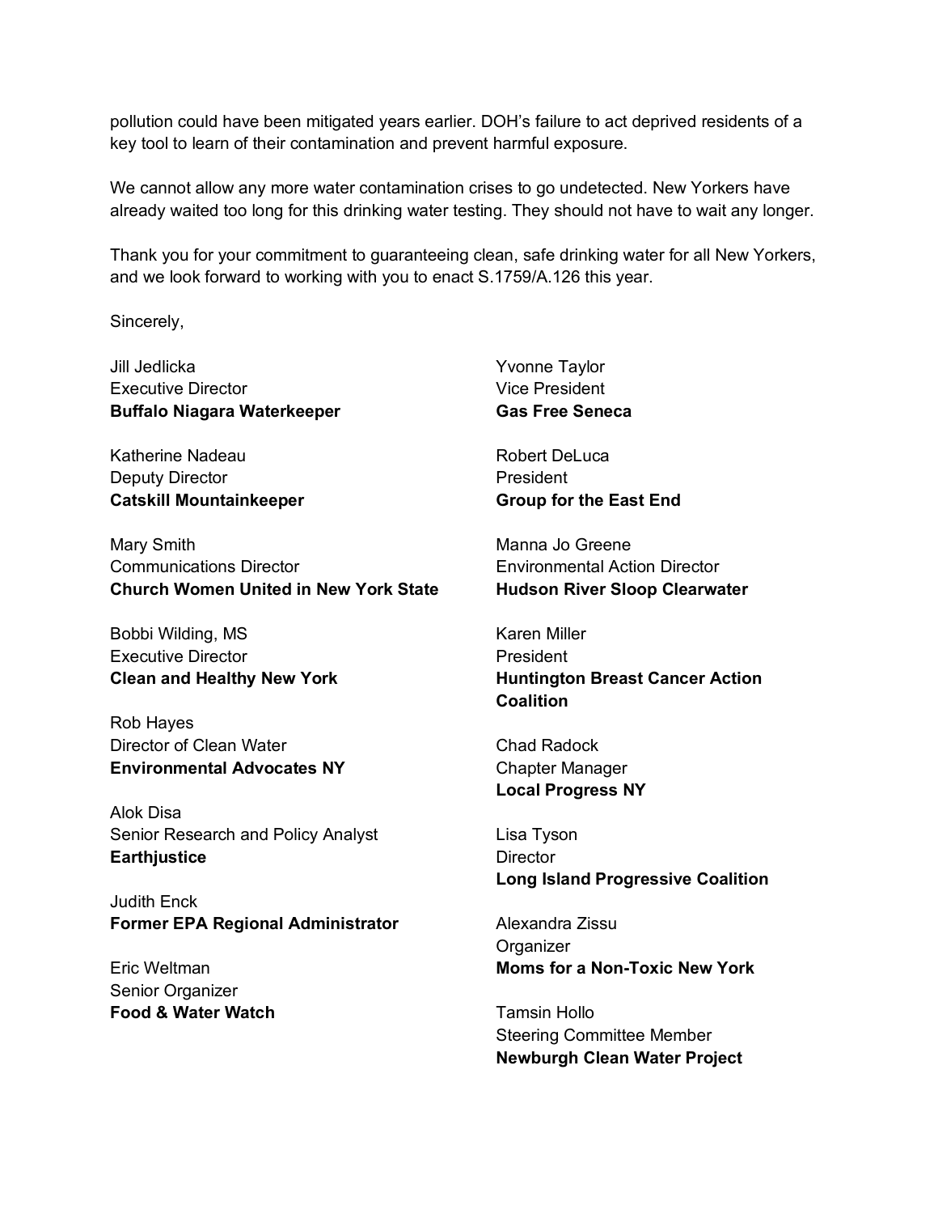pollution could have been mitigated years earlier. DOH's failure to act deprived residents of a key tool to learn of their contamination and prevent harmful exposure.

We cannot allow any more water contamination crises to go undetected. New Yorkers have already waited too long for this drinking water testing. They should not have to wait any longer.

Thank you for your commitment to guaranteeing clean, safe drinking water for all New Yorkers, and we look forward to working with you to enact S.1759/A.126 this year.

Sincerely,

Jill Jedlicka  
Executive Director  
**Buffalo Niagara Waterkeeper**

Katherine Nadeau  
Deputy Director  
**Catskill Mountainkeeper**

Mary Smith  
Communications Director  
**Church Women United in New York State**

Bobbi Wilding, MS  
Executive Director  
**Clean and Healthy New York**

Rob Hayes  
Director of Clean Water  
**Environmental Advocates NY**

Alok Disa  
Senior Research and Policy Analyst  
**Earthjustice**

Judith Enck  
**Former EPA Regional Administrator**

Eric Weltman  
Senior Organizer  
**Food & Water Watch**

Yvonne Taylor  
Vice President  
**Gas Free Seneca**

Robert DeLuca  
President  
**Group for the East End**

Manna Jo Greene  
Environmental Action Director  
**Hudson River Sloop Clearwater**

Karen Miller  
President  
**Huntington Breast Cancer Action Coalition**

Chad Radock  
Chapter Manager  
**Local Progress NY**

Lisa Tyson  
Director  
**Long Island Progressive Coalition**

Alexandra Zissu  
Organizer  
**Moms for a Non-Toxic New York**

Tamsin Hollo  
Steering Committee Member  
**Newburgh Clean Water Project**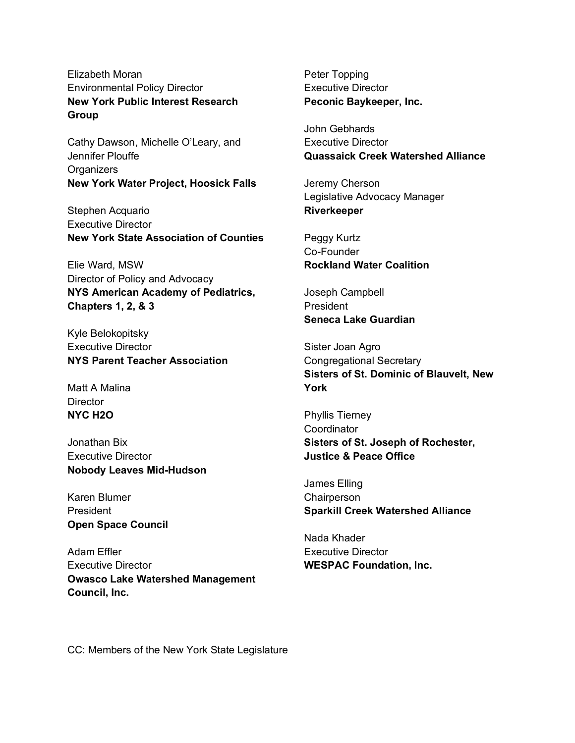Elizabeth Moran
Environmental Policy Director
**New York Public Interest Research Group**

Cathy Dawson, Michelle O'Leary, and Jennifer Plouffe
Organizers
**New York Water Project, Hoosick Falls**

Stephen Acquario
Executive Director
**New York State Association of Counties**

Elie Ward, MSW
Director of Policy and Advocacy
**NYS American Academy of Pediatrics, Chapters 1, 2, & 3**

Kyle Belokopitsky
Executive Director
**NYS Parent Teacher Association**

Matt A Malina
Director
**NYC H2O**

Jonathan Bix
Executive Director
**Nobody Leaves Mid-Hudson**

Karen Blumer
President
**Open Space Council**

Adam Effler
Executive Director
**Owasco Lake Watershed Management Council, Inc.**

Peter Topping
Executive Director
**Peconic Baykeeper, Inc.**

John Gebhards
Executive Director
**Quassaick Creek Watershed Alliance**

Jeremy Cherson
Legislative Advocacy Manager
**Riverkeeper**

Peggy Kurtz
Co-Founder
**Rockland Water Coalition**

Joseph Campbell
President
**Seneca Lake Guardian**

Sister Joan Agro
Congregational Secretary
**Sisters of St. Dominic of Blauvelt, New York**

Phyllis Tierney
Coordinator
**Sisters of St. Joseph of Rochester, Justice & Peace Office**

James Elling
Chairperson
**Sparkill Creek Watershed Alliance**

Nada Khader
Executive Director
**WESPAC Foundation, Inc.**

CC: Members of the New York State Legislature